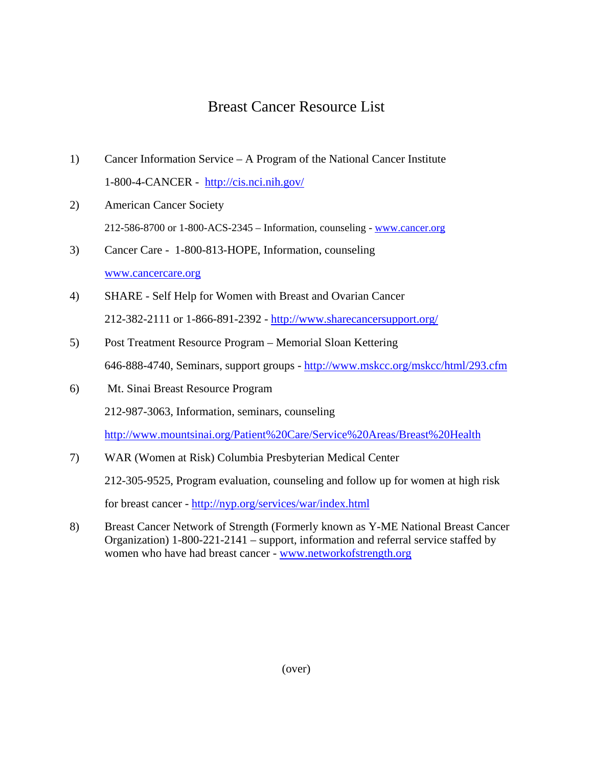# Breast Cancer Resource List

1) Cancer Information Service – A Program of the National Cancer Institute

   1-800-4-CANCER - http://cis.nci.nih.gov/

2) American Cancer Society

   212-586-8700 or 1-800-ACS-2345 – Information, counseling - www.cancer.org

3) Cancer Care - 1-800-813-HOPE, Information, counseling

   www.cancercare.org

4) SHARE - Self Help for Women with Breast and Ovarian Cancer

   212-382-2111 or 1-866-891-2392 - http://www.sharecancersupport.org/

5) Post Treatment Resource Program – Memorial Sloan Kettering

   646-888-4740, Seminars, support groups - http://www.mskcc.org/mskcc/html/293.cfm

6) Mt. Sinai Breast Resource Program

   212-987-3063, Information, seminars, counseling

   http://www.mountsinai.org/Patient%20Care/Service%20Areas/Breast%20Health

7) WAR (Women at Risk) Columbia Presbyterian Medical Center

   212-305-9525, Program evaluation, counseling and follow up for women at high risk for breast cancer - http://nyp.org/services/war/index.html

8) Breast Cancer Network of Strength (Formerly known as Y-ME National Breast Cancer Organization) 1-800-221-2141 – support, information and referral service staffed by women who have had breast cancer - www.networkofstrength.org

(over)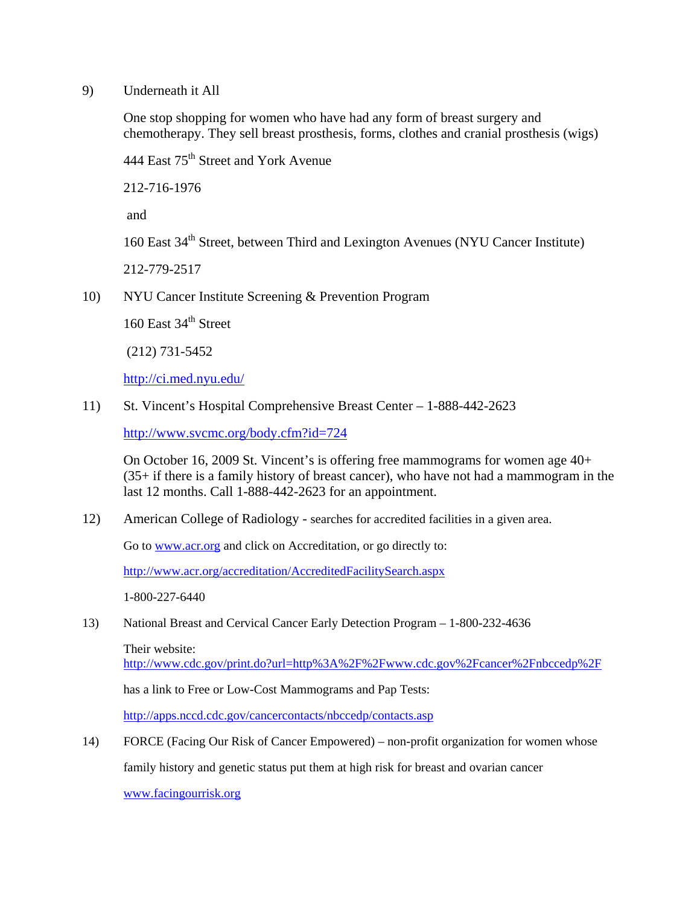9) Underneath it All

   One stop shopping for women who have had any form of breast surgery and chemotherapy. They sell breast prosthesis, forms, clothes and cranial prosthesis (wigs)

   444 East 75th Street and York Avenue

   212-716-1976

   and

   160 East 34th Street, between Third and Lexington Avenues (NYU Cancer Institute)

   212-779-2517

10) NYU Cancer Institute Screening & Prevention Program

    160 East 34th Street

    (212) 731-5452

    http://ci.med.nyu.edu/

11) St. Vincent's Hospital Comprehensive Breast Center – 1-888-442-2623

    http://www.svcmc.org/body.cfm?id=724

    On October 16, 2009 St. Vincent's is offering free mammograms for women age 40+ (35+ if there is a family history of breast cancer), who have not had a mammogram in the last 12 months. Call 1-888-442-2623 for an appointment.

12) American College of Radiology - searches for accredited facilities in a given area.

    Go to www.acr.org and click on Accreditation, or go directly to:

    http://www.acr.org/accreditation/AccreditedFacilitySearch.aspx

    1-800-227-6440

13) National Breast and Cervical Cancer Early Detection Program – 1-800-232-4636

    Their website:
    http://www.cdc.gov/print.do?url=http%3A%2F%2Fwww.cdc.gov%2Fcancer%2Fnbccedp%2F

    has a link to Free or Low-Cost Mammograms and Pap Tests:

    http://apps.nccd.cdc.gov/cancercontacts/nbccedp/contacts.asp

14) FORCE (Facing Our Risk of Cancer Empowered) – non-profit organization for women whose family history and genetic status put them at high risk for breast and ovarian cancer

    www.facingourrisk.org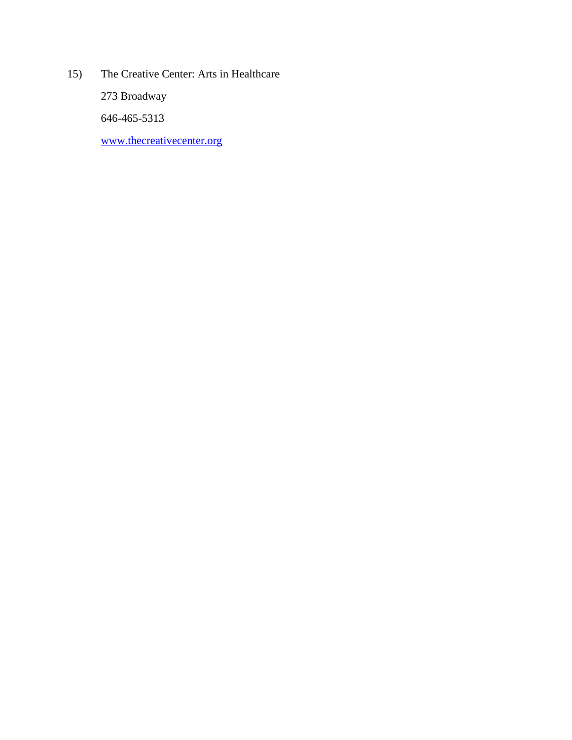15) The Creative Center: Arts in Healthcare

    273 Broadway

    646-465-5313

    [www.thecreativecenter.org](http://www.thecreativecenter.org)